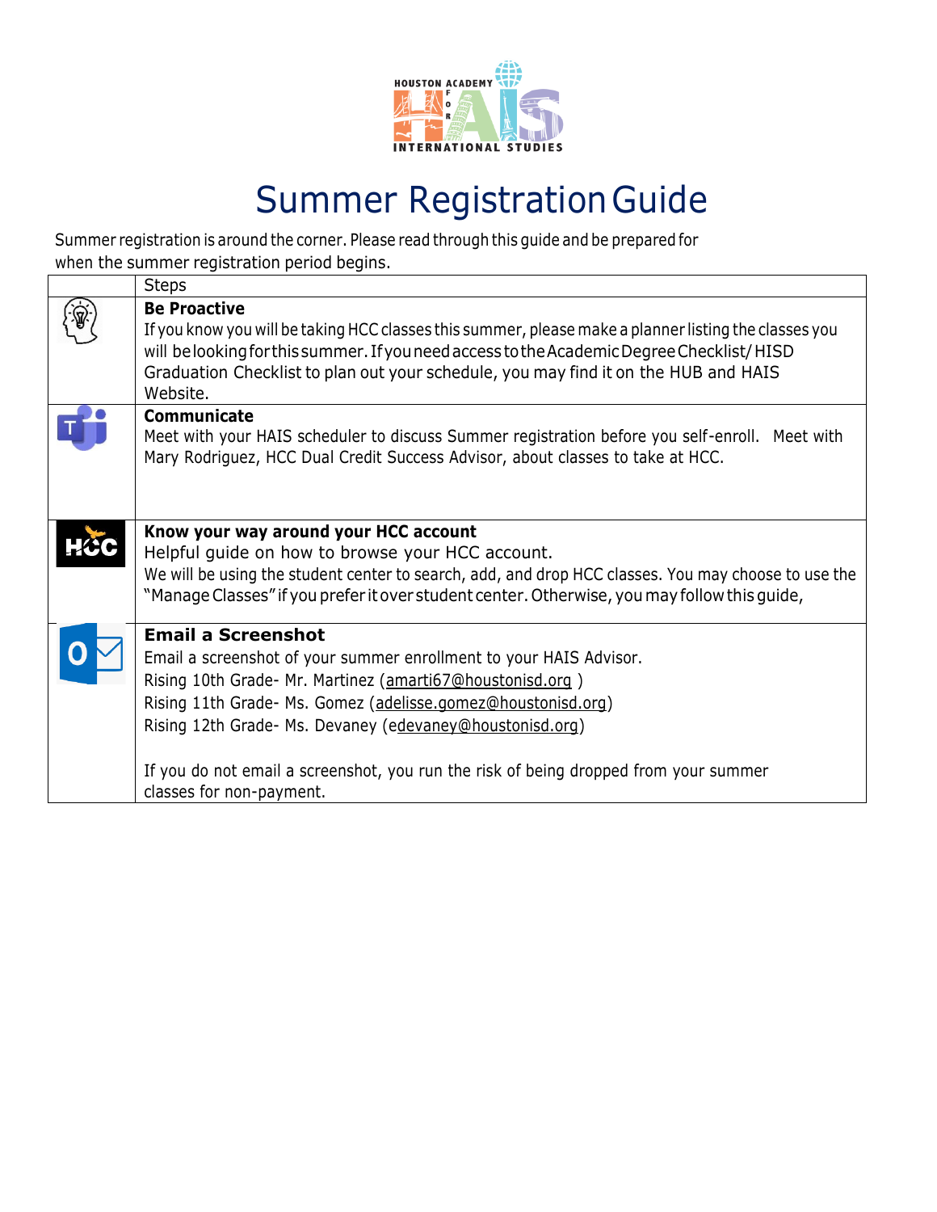# Summary Registration Guide

HOUSTON ACADEMY FOR INTERNATIONAL STUDIES

# Summer Registration Guide

Summer registration is around the corner. Please read through this guide and be prepared for when the summer registration period begins.

| | Steps |
|---|---|
| | **Be Proactive**<br>If you know you will be taking HCC classes this summer, please make a planner listing the classes you will be looking for this summer. If you need access to the Academic Degree Checklist/ HISD Graduation Checklist to plan out your schedule, you may find it on the HUB and HAIS Website. |
| | **Communicate**<br>Meet with your HAIS scheduler to discuss Summer registration before you self-enroll. Meet with Mary Rodriguez, HCC Dual Credit Success Advisor, about classes to take at HCC. |
| | **Know your way around your HCC account**<br>Helpful guide on how to browse your HCC account.<br>We will be using the student center to search, add, and drop HCC classes. You may choose to use the "Manage Classes" if you prefer it over student center. Otherwise, you may follow this guide, |
| | **Email a Screenshot**<br>Email a screenshot of your summer enrollment to your HAIS Advisor.<br>Rising 10th Grade- Mr. Martinez (amarti67@houstonisd.org )<br>Rising 11th Grade- Ms. Gomez (adelisse.gomez@houstonisd.org)<br>Rising 12th Grade- Ms. Devaney (edevaney@houstonisd.org)<br><br>If you do not email a screenshot, you run the risk of being dropped from your summer classes for non-payment. |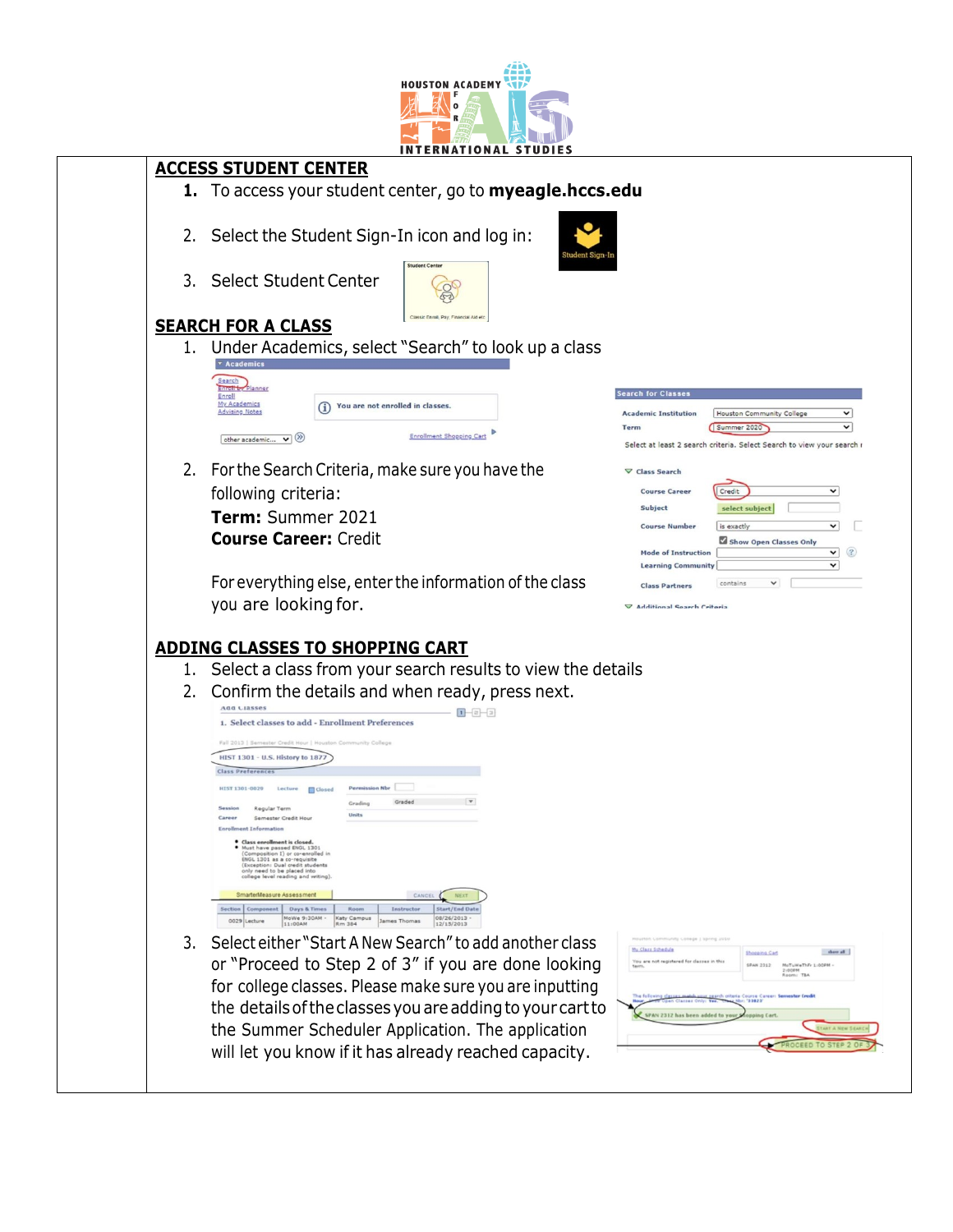## ACCESS STUDENT CENTER

1. To access your student center, go to **myeagle.hccs.edu**
2. Select the Student Sign-In icon and log in:
3. Select Student Center

## SEARCH FOR A CLASS

1. Under Academics, select "Search" to look up a class
2. For the Search Criteria, make sure you have the following criteria:
   **Term:** Summer 2021
   **Course Career:** Credit

   For everything else, enter the information of the class you are looking for.

## ADDING CLASSES TO SHOPPING CART

1. Select a class from your search results to view the details
2. Confirm the details and when ready, press next.
3. Select either "Start A New Search" to add another class or "Proceed to Step 2 of 3" if you are done looking for college classes. Please make sure you are inputting the details of the classes you are adding to your cart to the Summer Scheduler Application. The application will let you know if it has already reached capacity.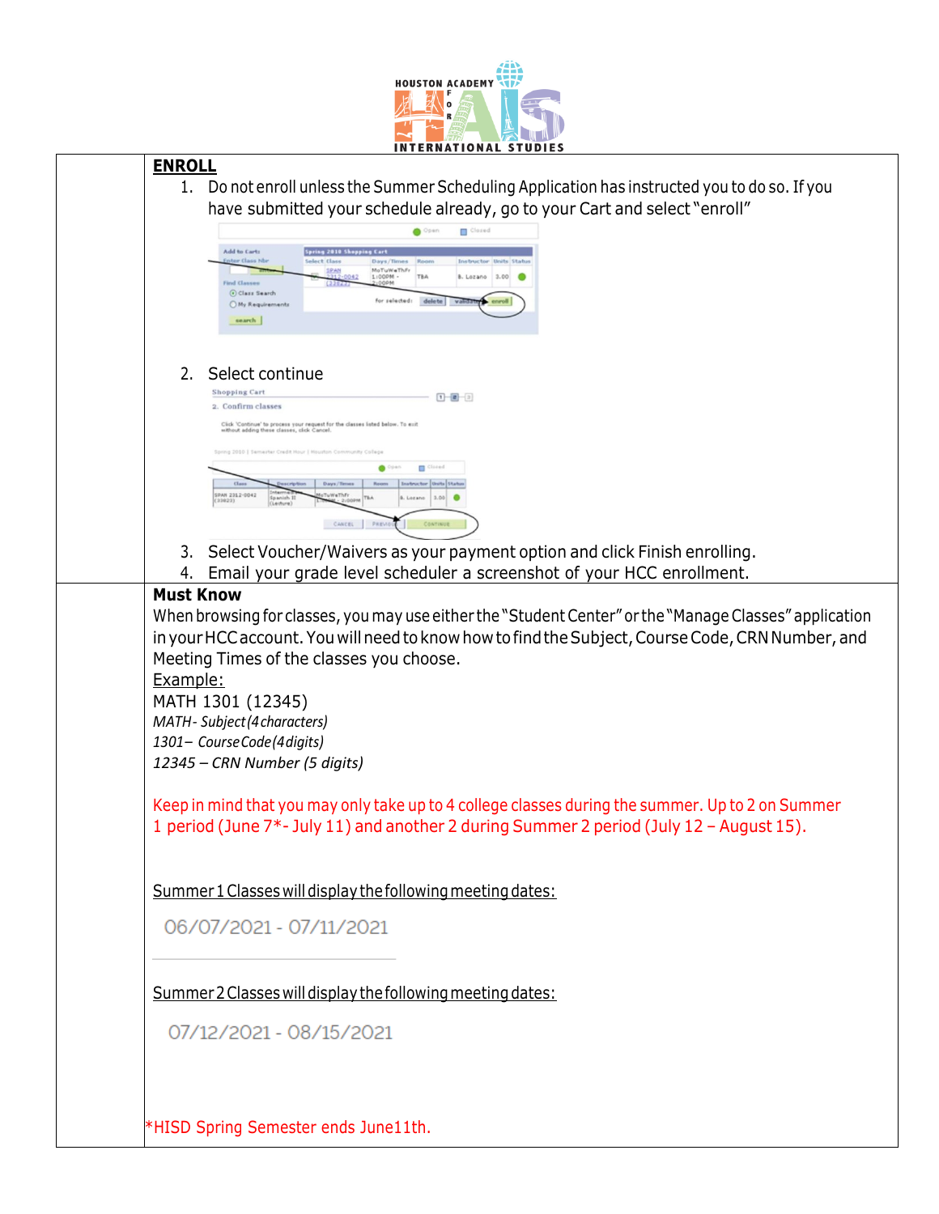## ENROLL

1. Do not enroll unless the Summer Scheduling Application has instructed you to do so. If you have submitted your schedule already, go to your Cart and select "enroll"
2. Select continue
3. Select Voucher/Waivers as your payment option and click Finish enrolling.
4. Email your grade level scheduler a screenshot of your HCC enrollment.

**Must Know**

When browsing for classes, you may use either the "Student Center" or the "Manage Classes" application in your HCC account. You will need to know how to find the Subject, Course Code, CRN Number, and Meeting Times of the classes you choose.

Example:

MATH 1301 (12345)

*MATH- Subject (4 characters)*

*1301– Course Code (4 digits)*

*12345 – CRN Number (5 digits)*

Keep in mind that you may only take up to 4 college classes during the summer. Up to 2 on Summer 1 period (June 7*- July 11) and another 2 during Summer 2 period (July 12 – August 15).

Summer 1 Classes will display the following meeting dates:

06/07/2021 - 07/11/2021

Summer 2 Classes will display the following meeting dates:

07/12/2021 - 08/15/2021

*HISD Spring Semester ends June11th.